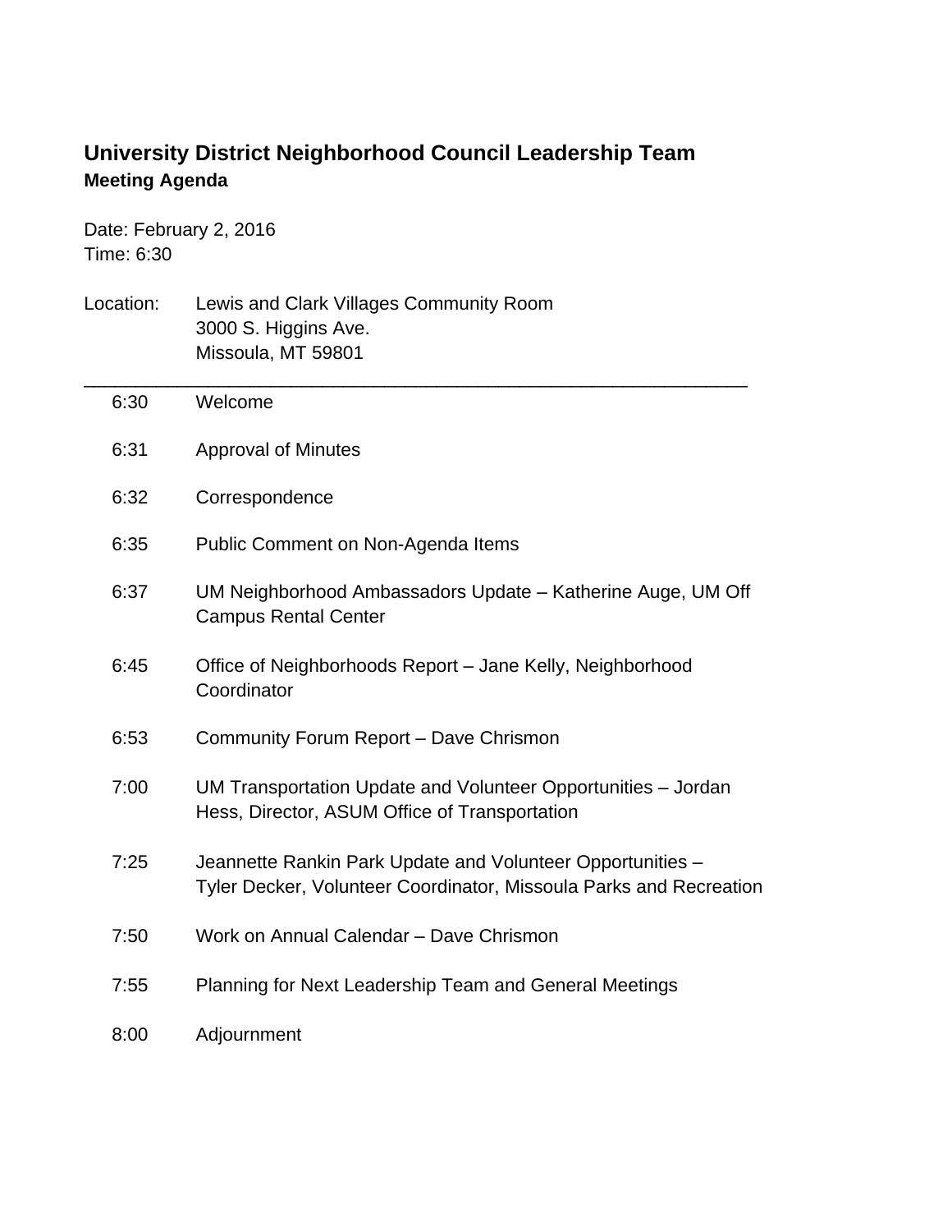# University District Neighborhood Council Leadership Team

**Meeting Agenda**

Date: February 2, 2016
Time: 6:30

Location: Lewis and Clark Villages Community Room
3000 S. Higgins Ave.
Missoula, MT 59801

---

| | |
|---|---|
| 6:30 | Welcome |
| 6:31 | Approval of Minutes |
| 6:32 | Correspondence |
| 6:35 | Public Comment on Non-Agenda Items |
| 6:37 | UM Neighborhood Ambassadors Update – Katherine Auge, UM Off Campus Rental Center |
| 6:45 | Office of Neighborhoods Report – Jane Kelly, Neighborhood Coordinator |
| 6:53 | Community Forum Report – Dave Chrismon |
| 7:00 | UM Transportation Update and Volunteer Opportunities – Jordan Hess, Director, ASUM Office of Transportation |
| 7:25 | Jeannette Rankin Park Update and Volunteer Opportunities – Tyler Decker, Volunteer Coordinator, Missoula Parks and Recreation |
| 7:50 | Work on Annual Calendar – Dave Chrismon |
| 7:55 | Planning for Next Leadership Team and General Meetings |
| 8:00 | Adjournment |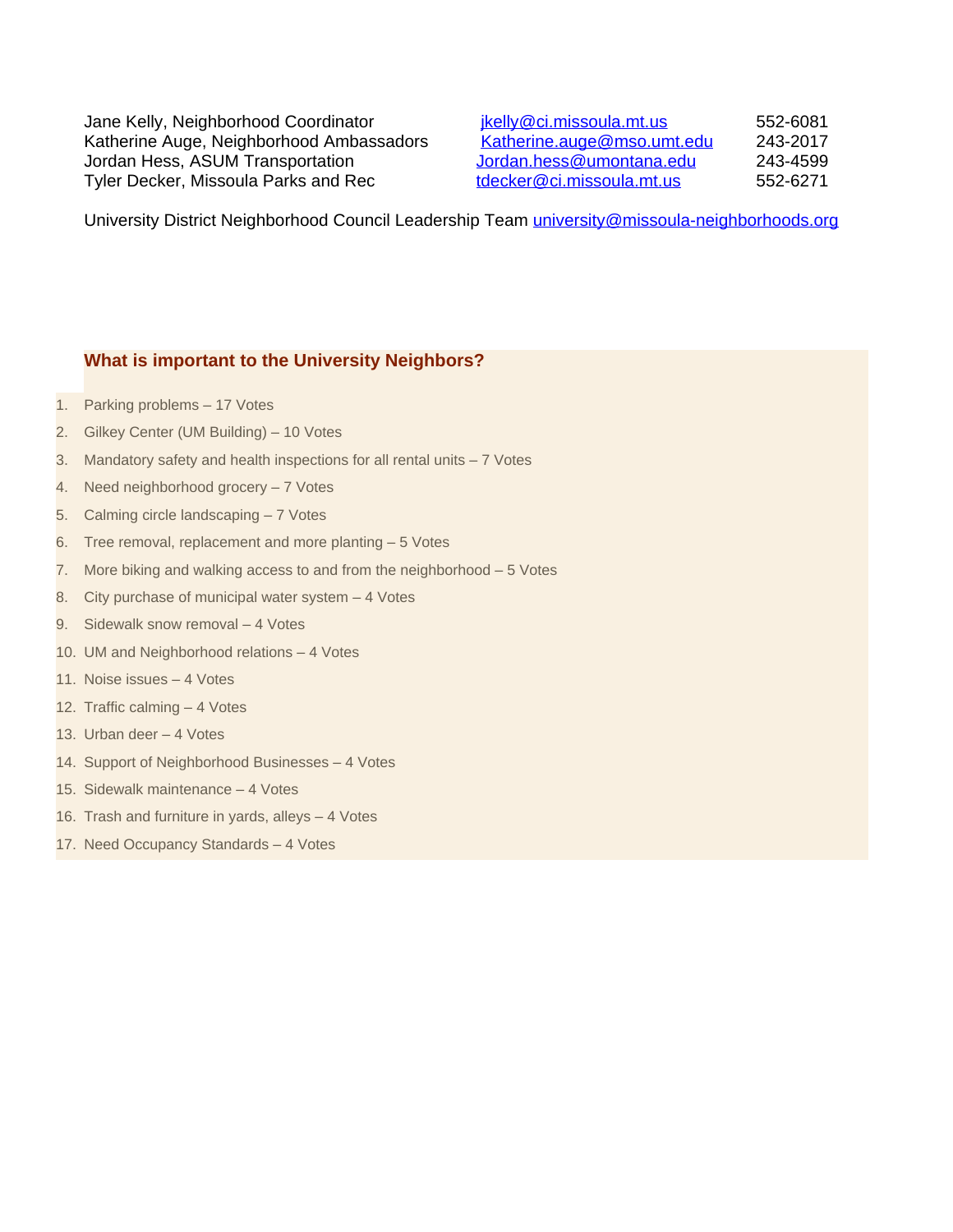| | | |
|---|---|---|
| Jane Kelly, Neighborhood Coordinator | jkelly@ci.missoula.mt.us | 552-6081 |
| Katherine Auge, Neighborhood Ambassadors | Katherine.auge@mso.umt.edu | 243-2017 |
| Jordan Hess, ASUM Transportation | Jordan.hess@umontana.edu | 243-4599 |
| Tyler Decker, Missoula Parks and Rec | tdecker@ci.missoula.mt.us | 552-6271 |

University District Neighborhood Council Leadership Team university@missoula-neighborhoods.org

### What is important to the University Neighbors?

1. Parking problems – 17 Votes
2. Gilkey Center (UM Building) – 10 Votes
3. Mandatory safety and health inspections for all rental units – 7 Votes
4. Need neighborhood grocery – 7 Votes
5. Calming circle landscaping – 7 Votes
6. Tree removal, replacement and more planting – 5 Votes
7. More biking and walking access to and from the neighborhood – 5 Votes
8. City purchase of municipal water system – 4 Votes
9. Sidewalk snow removal – 4 Votes
10. UM and Neighborhood relations – 4 Votes
11. Noise issues – 4 Votes
12. Traffic calming – 4 Votes
13. Urban deer – 4 Votes
14. Support of Neighborhood Businesses – 4 Votes
15. Sidewalk maintenance – 4 Votes
16. Trash and furniture in yards, alleys – 4 Votes
17. Need Occupancy Standards – 4 Votes